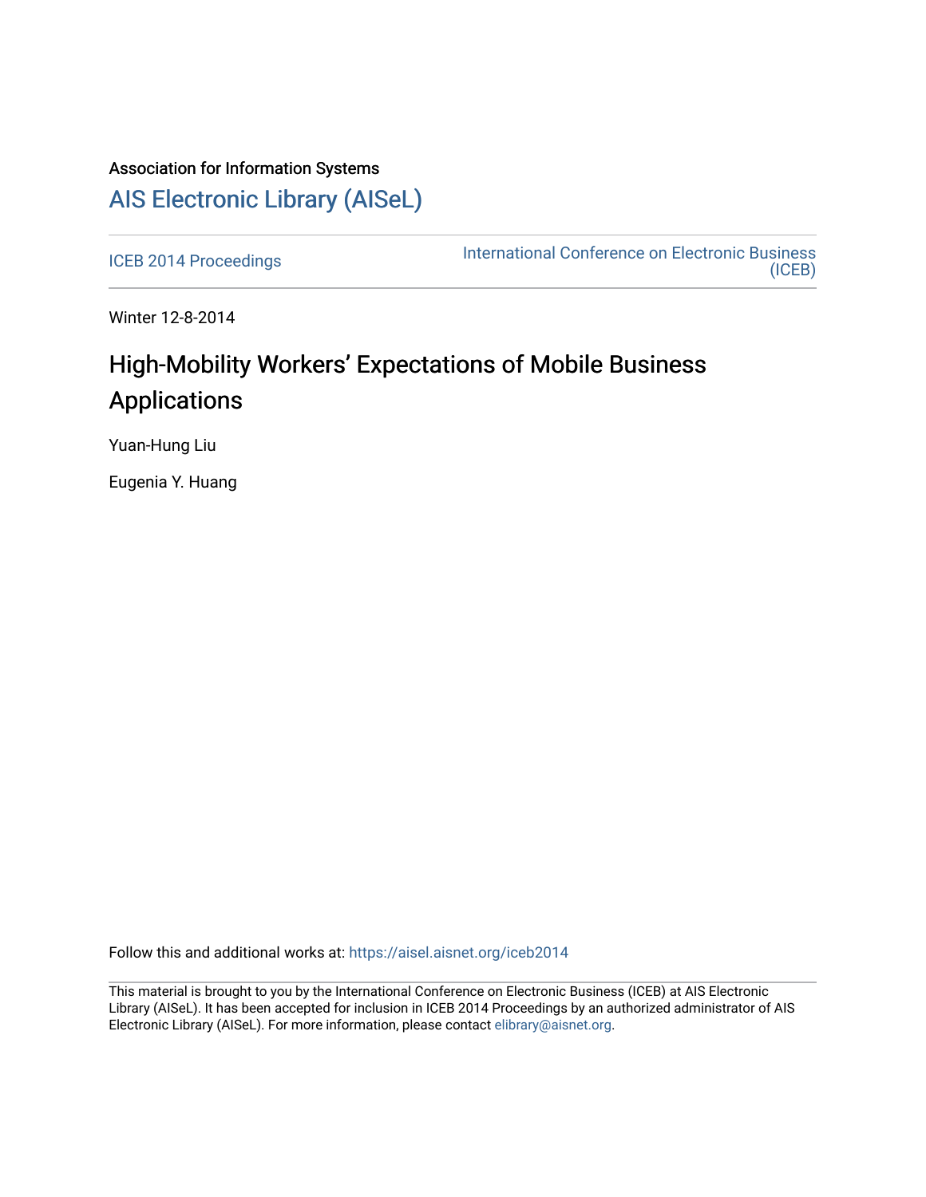Association for Information Systems

# AIS Electronic Library (AISeL)

ICEB 2014 Proceedings

International Conference on Electronic Business (ICEB)

Winter 12-8-2014

## High-Mobility Workers' Expectations of Mobile Business Applications

Yuan-Hung Liu

Eugenia Y. Huang

Follow this and additional works at: https://aisel.aisnet.org/iceb2014

This material is brought to you by the International Conference on Electronic Business (ICEB) at AIS Electronic Library (AISeL). It has been accepted for inclusion in ICEB 2014 Proceedings by an authorized administrator of AIS Electronic Library (AISeL). For more information, please contact elibrary@aisnet.org.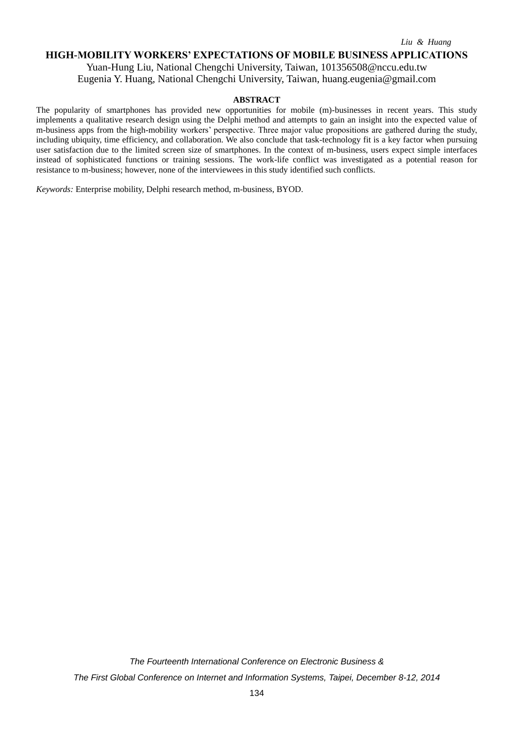# HIGH-MOBILITY WORKERS' EXPECTATIONS OF MOBILE BUSINESS APPLICATIONS

Yuan-Hung Liu, National Chengchi University, Taiwan, 101356508@nccu.edu.tw
Eugenia Y. Huang, National Chengchi University, Taiwan, huang.eugenia@gmail.com

## ABSTRACT

The popularity of smartphones has provided new opportunities for mobile (m)-businesses in recent years. This study implements a qualitative research design using the Delphi method and attempts to gain an insight into the expected value of m-business apps from the high-mobility workers' perspective. Three major value propositions are gathered during the study, including ubiquity, time efficiency, and collaboration. We also conclude that task-technology fit is a key factor when pursuing user satisfaction due to the limited screen size of smartphones. In the context of m-business, users expect simple interfaces instead of sophisticated functions or training sessions. The work-life conflict was investigated as a potential reason for resistance to m-business; however, none of the interviewees in this study identified such conflicts.

*Keywords:* Enterprise mobility, Delphi research method, m-business, BYOD.